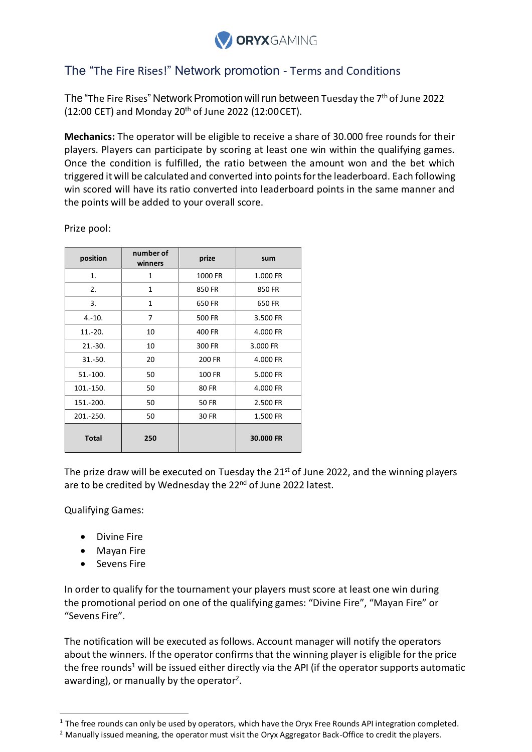ORYXGAMING

# The "The Fire Rises!" Network promotion - Terms and Conditions

The "The Fire Rises" Network Promotion will run between Tuesday the 7th of June 2022 (12:00 CET) and Monday 20th of June 2022 (12:00 CET).

**Mechanics:** The operator will be eligible to receive a share of 30.000 free rounds for their players. Players can participate by scoring at least one win within the qualifying games. Once the condition is fulfilled, the ratio between the amount won and the bet which triggered it will be calculated and converted into points for the leaderboard. Each following win scored will have its ratio converted into leaderboard points in the same manner and the points will be added to your overall score.

Prize pool:

| position | number of winners | prize | sum |
|---|---|---|---|
| 1. | 1 | 1000 FR | 1.000 FR |
| 2. | 1 | 850 FR | 850 FR |
| 3. | 1 | 650 FR | 650 FR |
| 4.-10. | 7 | 500 FR | 3.500 FR |
| 11.-20. | 10 | 400 FR | 4.000 FR |
| 21.-30. | 10 | 300 FR | 3.000 FR |
| 31.-50. | 20 | 200 FR | 4.000 FR |
| 51.-100. | 50 | 100 FR | 5.000 FR |
| 101.-150. | 50 | 80 FR | 4.000 FR |
| 151.-200. | 50 | 50 FR | 2.500 FR |
| 201.-250. | 50 | 30 FR | 1.500 FR |
| **Total** | **250** | | **30.000 FR** |

The prize draw will be executed on Tuesday the 21st of June 2022, and the winning players are to be credited by Wednesday the 22nd of June 2022 latest.

Qualifying Games:

- Divine Fire
- Mayan Fire
- Sevens Fire

In order to qualify for the tournament your players must score at least one win during the promotional period on one of the qualifying games: "Divine Fire", "Mayan Fire" or "Sevens Fire".

The notification will be executed as follows. Account manager will notify the operators about the winners. If the operator confirms that the winning player is eligible for the price the free rounds[1] will be issued either directly via the API (if the operator supports automatic awarding), or manually by the operator[2].

---

[1] The free rounds can only be used by operators, which have the Oryx Free Rounds API integration completed.

[2] Manually issued meaning, the operator must visit the Oryx Aggregator Back-Office to credit the players.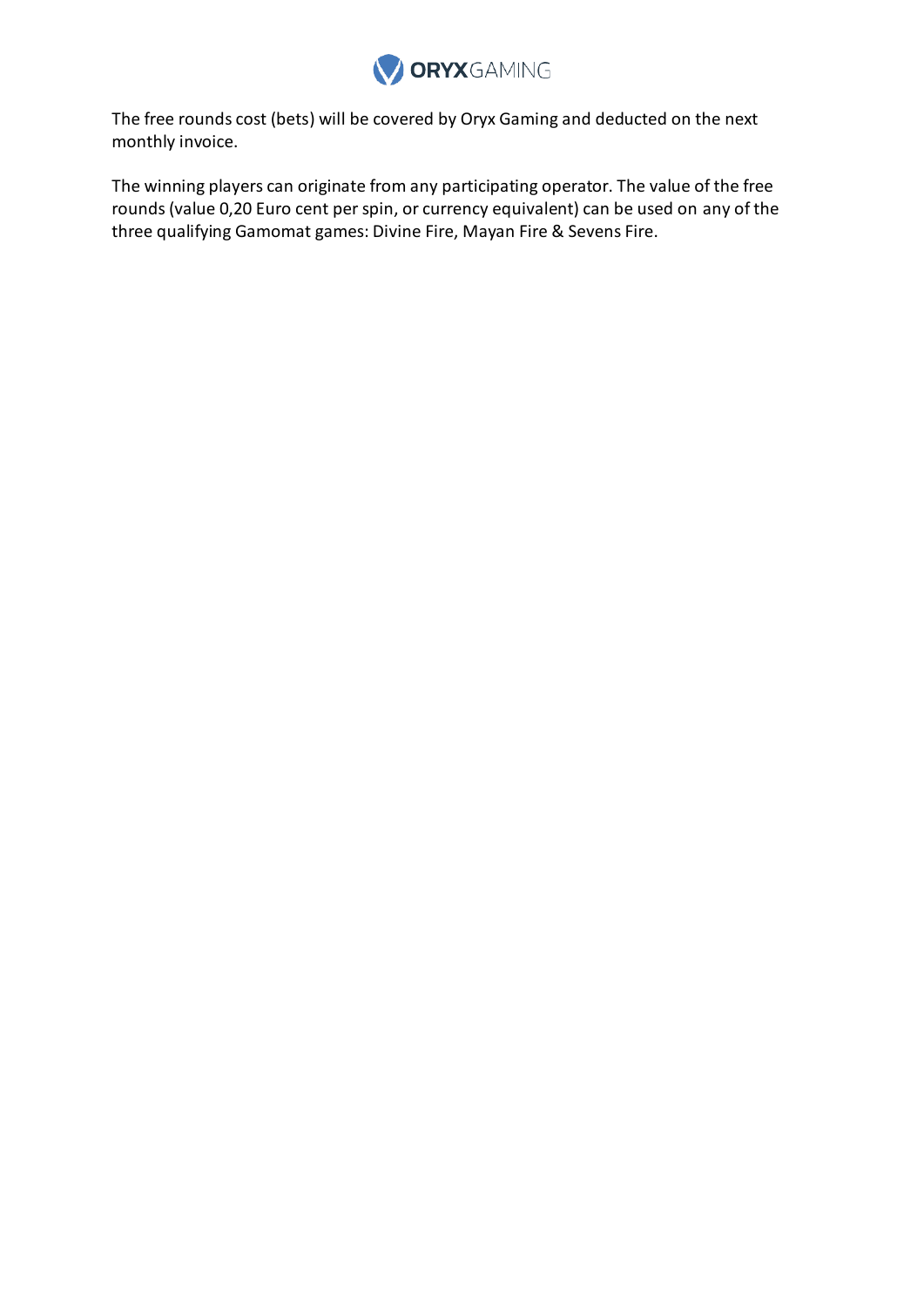The free rounds cost (bets) will be covered by Oryx Gaming and deducted on the next monthly invoice.

The winning players can originate from any participating operator. The value of the free rounds (value 0,20 Euro cent per spin, or currency equivalent) can be used on any of the three qualifying Gamomat games: Divine Fire, Mayan Fire & Sevens Fire.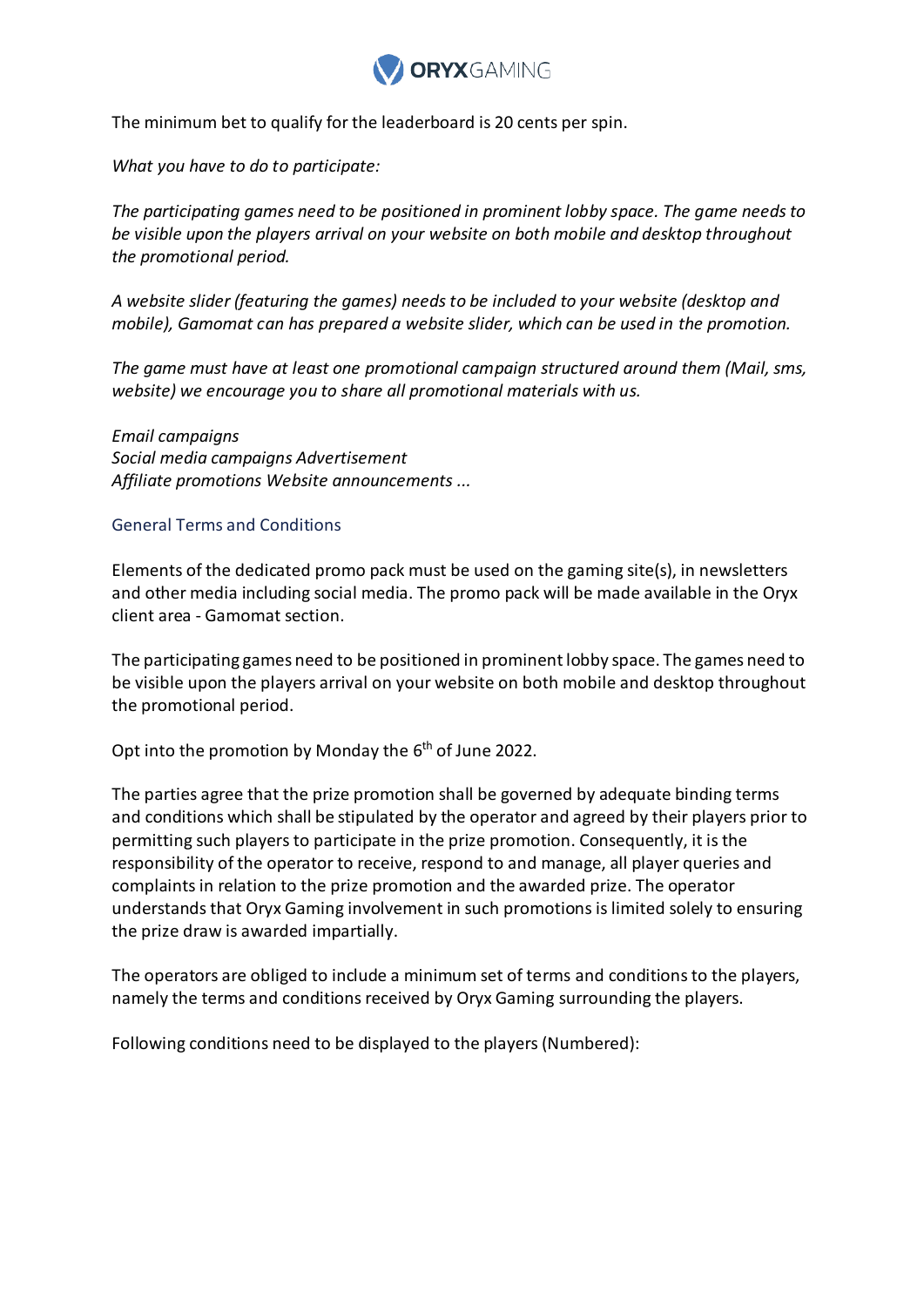The minimum bet to qualify for the leaderboard is 20 cents per spin.

*What you have to do to participate:*

*The participating games need to be positioned in prominent lobby space. The game needs to be visible upon the players arrival on your website on both mobile and desktop throughout the promotional period.*

*A website slider (featuring the games) needs to be included to your website (desktop and mobile), Gamomat can has prepared a website slider, which can be used in the promotion.*

*The game must have at least one promotional campaign structured around them (Mail, sms, website) we encourage you to share all promotional materials with us.*

*Email campaigns*
*Social media campaigns Advertisement*
*Affiliate promotions Website announcements ...*

## General Terms and Conditions

Elements of the dedicated promo pack must be used on the gaming site(s), in newsletters and other media including social media. The promo pack will be made available in the Oryx client area - Gamomat section.

The participating games need to be positioned in prominent lobby space. The games need to be visible upon the players arrival on your website on both mobile and desktop throughout the promotional period.

Opt into the promotion by Monday the 6th of June 2022.

The parties agree that the prize promotion shall be governed by adequate binding terms and conditions which shall be stipulated by the operator and agreed by their players prior to permitting such players to participate in the prize promotion. Consequently, it is the responsibility of the operator to receive, respond to and manage, all player queries and complaints in relation to the prize promotion and the awarded prize. The operator understands that Oryx Gaming involvement in such promotions is limited solely to ensuring the prize draw is awarded impartially.

The operators are obliged to include a minimum set of terms and conditions to the players, namely the terms and conditions received by Oryx Gaming surrounding the players.

Following conditions need to be displayed to the players (Numbered):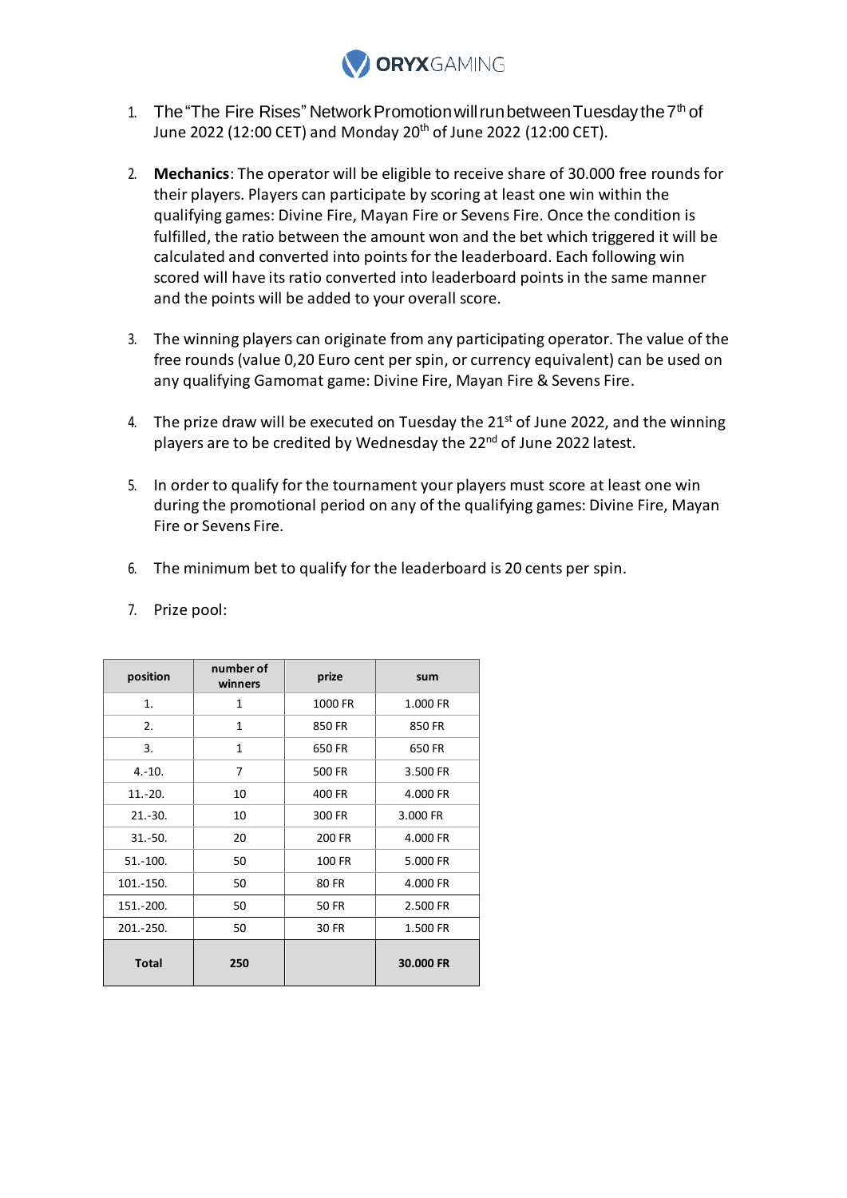1. The "The Fire Rises" Network Promotion will run between Tuesday the 7th of June 2022 (12:00 CET) and Monday 20th of June 2022 (12:00 CET).

2. **Mechanics**: The operator will be eligible to receive share of 30.000 free rounds for their players. Players can participate by scoring at least one win within the qualifying games: Divine Fire, Mayan Fire or Sevens Fire. Once the condition is fulfilled, the ratio between the amount won and the bet which triggered it will be calculated and converted into points for the leaderboard. Each following win scored will have its ratio converted into leaderboard points in the same manner and the points will be added to your overall score.

3. The winning players can originate from any participating operator. The value of the free rounds (value 0,20 Euro cent per spin, or currency equivalent) can be used on any qualifying Gamomat game: Divine Fire, Mayan Fire & Sevens Fire.

4. The prize draw will be executed on Tuesday the 21st of June 2022, and the winning players are to be credited by Wednesday the 22nd of June 2022 latest.

5. In order to qualify for the tournament your players must score at least one win during the promotional period on any of the qualifying games: Divine Fire, Mayan Fire or Sevens Fire.

6. The minimum bet to qualify for the leaderboard is 20 cents per spin.

7. Prize pool:

| position | number of winners | prize | sum |
|---|---|---|---|
| 1. | 1 | 1000 FR | 1.000 FR |
| 2. | 1 | 850 FR | 850 FR |
| 3. | 1 | 650 FR | 650 FR |
| 4.-10. | 7 | 500 FR | 3.500 FR |
| 11.-20. | 10 | 400 FR | 4.000 FR |
| 21.-30. | 10 | 300 FR | 3.000 FR |
| 31.-50. | 20 | 200 FR | 4.000 FR |
| 51.-100. | 50 | 100 FR | 5.000 FR |
| 101.-150. | 50 | 80 FR | 4.000 FR |
| 151.-200. | 50 | 50 FR | 2.500 FR |
| 201.-250. | 50 | 30 FR | 1.500 FR |
| **Total** | **250** | | **30.000 FR** |